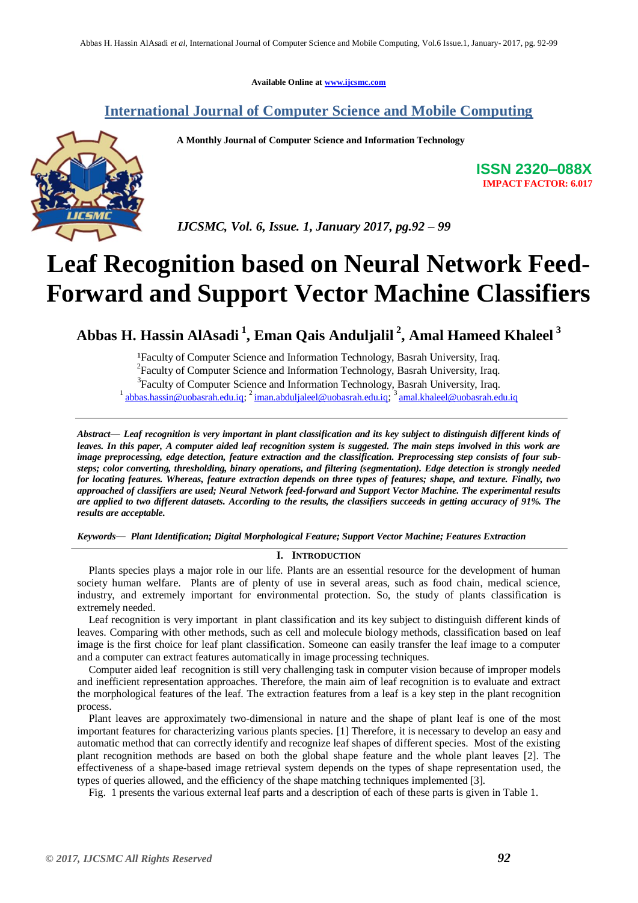Available Online at www.ijcsmc.com

## International Journal of Computer Science and Mobile Computing

**A Monthly Journal of Computer Science and Information Technology**

**ISSN 2320–088X**
**IMPACT FACTOR: 6.017**

*IJCSMC, Vol. 6, Issue. 1, January 2017, pg.92 – 99*

# Leaf Recognition based on Neural Network Feed-Forward and Support Vector Machine Classifiers

**Abbas H. Hassin AlAsadi [1], Eman Qais Anduljalil [2], Amal Hameed Khaleel [3]**

[1]Faculty of Computer Science and Information Technology, Basrah University, Iraq.
[2]Faculty of Computer Science and Information Technology, Basrah University, Iraq.
[3]Faculty of Computer Science and Information Technology, Basrah University, Iraq.
[1] abbas.hassin@uobasrah.edu.iq; [2] iman.abduljaleel@uobasrah.edu.iq; [3] amal.khaleel@uobasrah.edu.iq

***Abstract*— *Leaf recognition is very important in plant classification and its key subject to distinguish different kinds of leaves. In this paper, A computer aided leaf recognition system is suggested. The main steps involved in this work are image preprocessing, edge detection, feature extraction and the classification. Preprocessing step consists of four sub-steps; color converting, thresholding, binary operations, and filtering (segmentation). Edge detection is strongly needed for locating features. Whereas, feature extraction depends on three types of features; shape, and texture. Finally, two approached of classifiers are used; Neural Network feed-forward and Support Vector Machine. The experimental results are applied to two different datasets. According to the results, the classifiers succeeds in getting accuracy of 91%. The results are acceptable.***

***Keywords*— *Plant Identification; Digital Morphological Feature; Support Vector Machine; Features Extraction***

## I. Introduction

Plants species plays a major role in our life. Plants are an essential resource for the development of human society human welfare. Plants are of plenty of use in several areas, such as food chain, medical science, industry, and extremely important for environmental protection. So, the study of plants classification is extremely needed.

Leaf recognition is very important in plant classification and its key subject to distinguish different kinds of leaves. Comparing with other methods, such as cell and molecule biology methods, classification based on leaf image is the first choice for leaf plant classification. Someone can easily transfer the leaf image to a computer and a computer can extract features automatically in image processing techniques.

Computer aided leaf recognition is still very challenging task in computer vision because of improper models and inefficient representation approaches. Therefore, the main aim of leaf recognition is to evaluate and extract the morphological features of the leaf. The extraction features from a leaf is a key step in the plant recognition process.

Plant leaves are approximately two-dimensional in nature and the shape of plant leaf is one of the most important features for characterizing various plants species. [1] Therefore, it is necessary to develop an easy and automatic method that can correctly identify and recognize leaf shapes of different species. Most of the existing plant recognition methods are based on both the global shape feature and the whole plant leaves [2]. The effectiveness of a shape-based image retrieval system depends on the types of shape representation used, the types of queries allowed, and the efficiency of the shape matching techniques implemented [3].

Fig. 1 presents the various external leaf parts and a description of each of these parts is given in Table 1.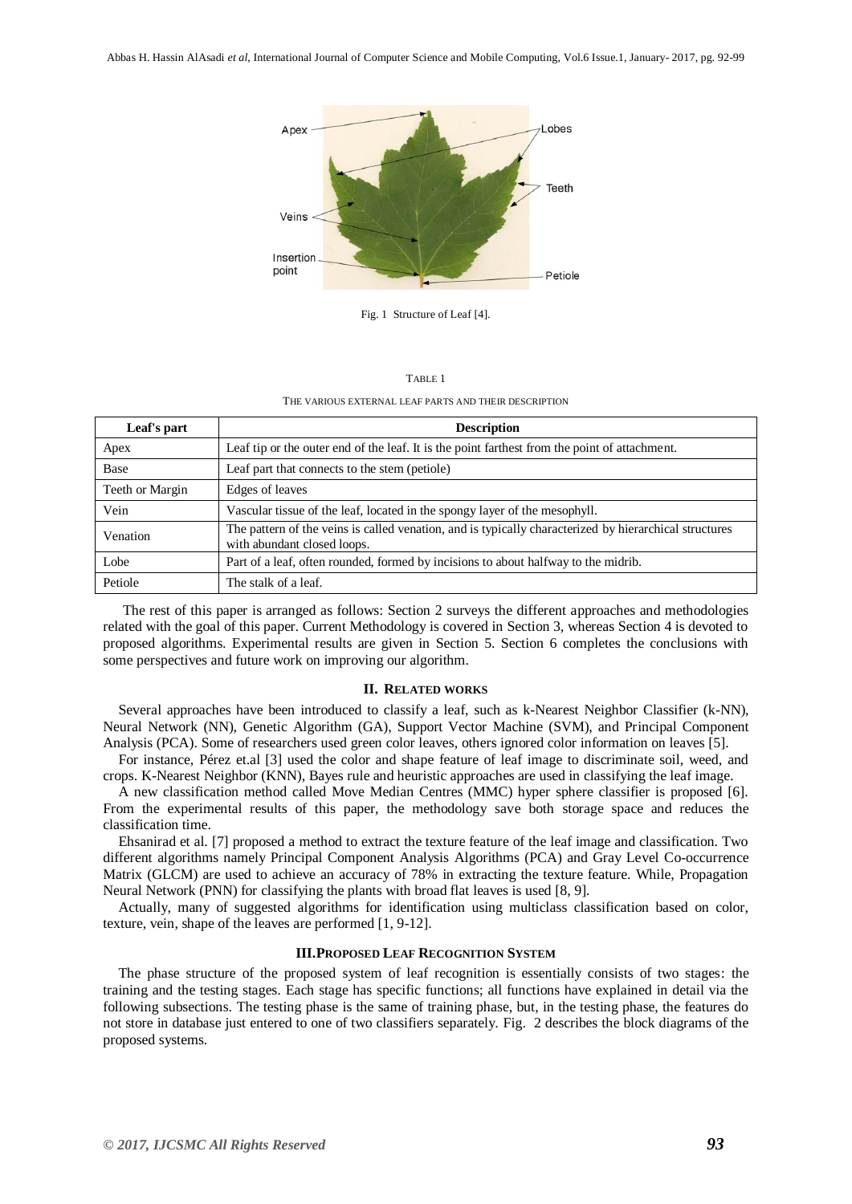Fig. 1 Structure of Leaf [4].

TABLE 1

THE VARIOUS EXTERNAL LEAF PARTS AND THEIR DESCRIPTION

| Leaf's part | Description |
|---|---|
| Apex | Leaf tip or the outer end of the leaf. It is the point farthest from the point of attachment. |
| Base | Leaf part that connects to the stem (petiole) |
| Teeth or Margin | Edges of leaves |
| Vein | Vascular tissue of the leaf, located in the spongy layer of the mesophyll. |
| Venation | The pattern of the veins is called venation, and is typically characterized by hierarchical structures with abundant closed loops. |
| Lobe | Part of a leaf, often rounded, formed by incisions to about halfway to the midrib. |
| Petiole | The stalk of a leaf. |

The rest of this paper is arranged as follows: Section 2 surveys the different approaches and methodologies related with the goal of this paper. Current Methodology is covered in Section 3, whereas Section 4 is devoted to proposed algorithms. Experimental results are given in Section 5. Section 6 completes the conclusions with some perspectives and future work on improving our algorithm.

## II. RELATED WORKS

Several approaches have been introduced to classify a leaf, such as k-Nearest Neighbor Classifier (k-NN), Neural Network (NN), Genetic Algorithm (GA), Support Vector Machine (SVM), and Principal Component Analysis (PCA). Some of researchers used green color leaves, others ignored color information on leaves [5].

For instance, Pérez et.al [3] used the color and shape feature of leaf image to discriminate soil, weed, and crops. K-Nearest Neighbor (KNN), Bayes rule and heuristic approaches are used in classifying the leaf image.

A new classification method called Move Median Centres (MMC) hyper sphere classifier is proposed [6]. From the experimental results of this paper, the methodology save both storage space and reduces the classification time.

Ehsanirad et al. [7] proposed a method to extract the texture feature of the leaf image and classification. Two different algorithms namely Principal Component Analysis Algorithms (PCA) and Gray Level Co-occurrence Matrix (GLCM) are used to achieve an accuracy of 78% in extracting the texture feature. While, Propagation Neural Network (PNN) for classifying the plants with broad flat leaves is used [8, 9].

Actually, many of suggested algorithms for identification using multiclass classification based on color, texture, vein, shape of the leaves are performed [1, 9-12].

## III. PROPOSED LEAF RECOGNITION SYSTEM

The phase structure of the proposed system of leaf recognition is essentially consists of two stages: the training and the testing stages. Each stage has specific functions; all functions have explained in detail via the following subsections. The testing phase is the same of training phase, but, in the testing phase, the features do not store in database just entered to one of two classifiers separately. Fig. 2 describes the block diagrams of the proposed systems.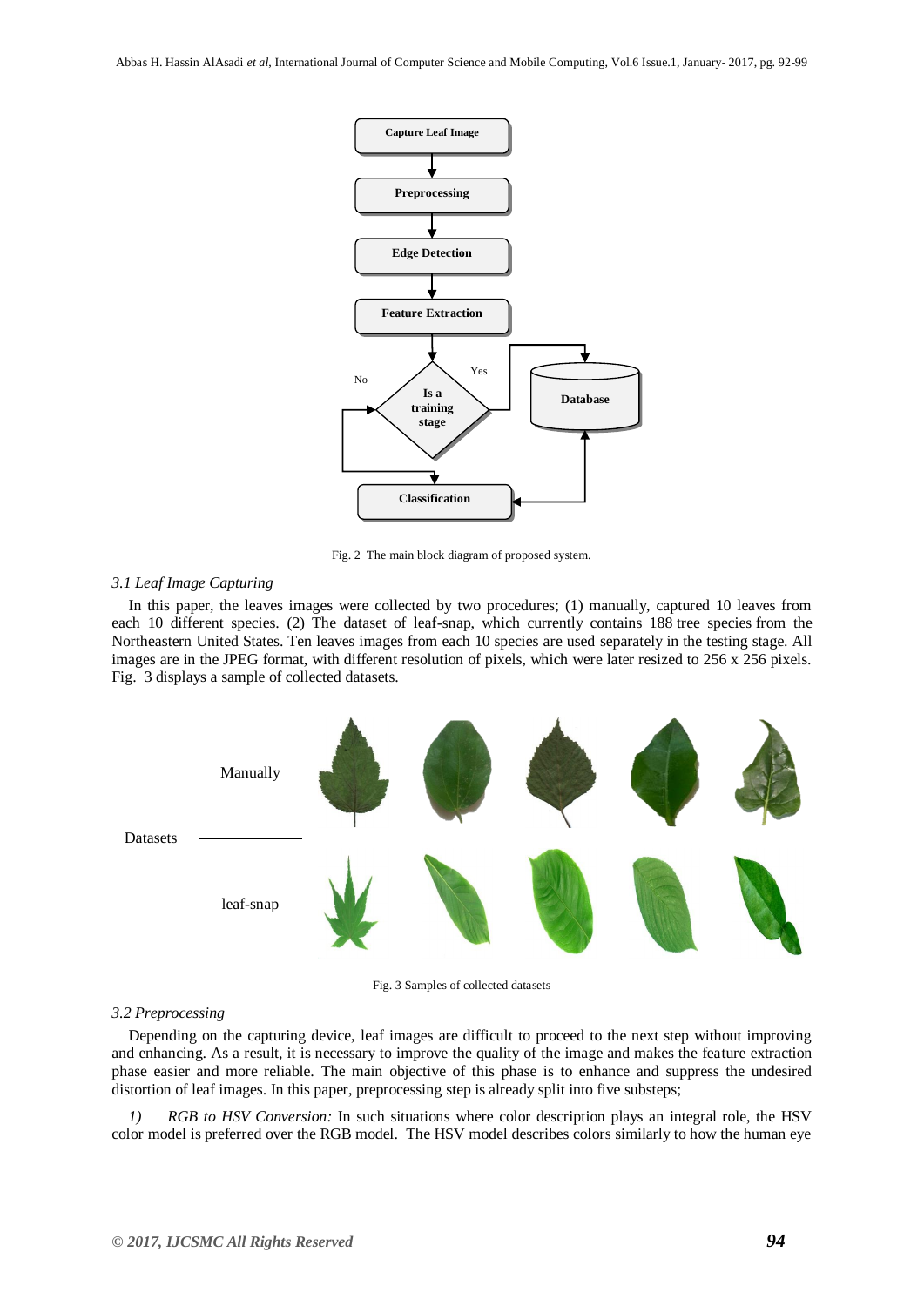Fig. 2 The main block diagram of proposed system.

### 3.1 Leaf Image Capturing

In this paper, the leaves images were collected by two procedures; (1) manually, captured 10 leaves from each 10 different species. (2) The dataset of leaf-snap, which currently contains 188 tree species from the Northeastern United States. Ten leaves images from each 10 species are used separately in the testing stage. All images are in the JPEG format, with different resolution of pixels, which were later resized to 256 x 256 pixels. Fig. 3 displays a sample of collected datasets.

Fig. 3 Samples of collected datasets

### 3.2 Preprocessing

Depending on the capturing device, leaf images are difficult to proceed to the next step without improving and enhancing. As a result, it is necessary to improve the quality of the image and makes the feature extraction phase easier and more reliable. The main objective of this phase is to enhance and suppress the undesired distortion of leaf images. In this paper, preprocessing step is already split into five substeps;

*1) RGB to HSV Conversion:* In such situations where color description plays an integral role, the HSV color model is preferred over the RGB model. The HSV model describes colors similarly to how the human eye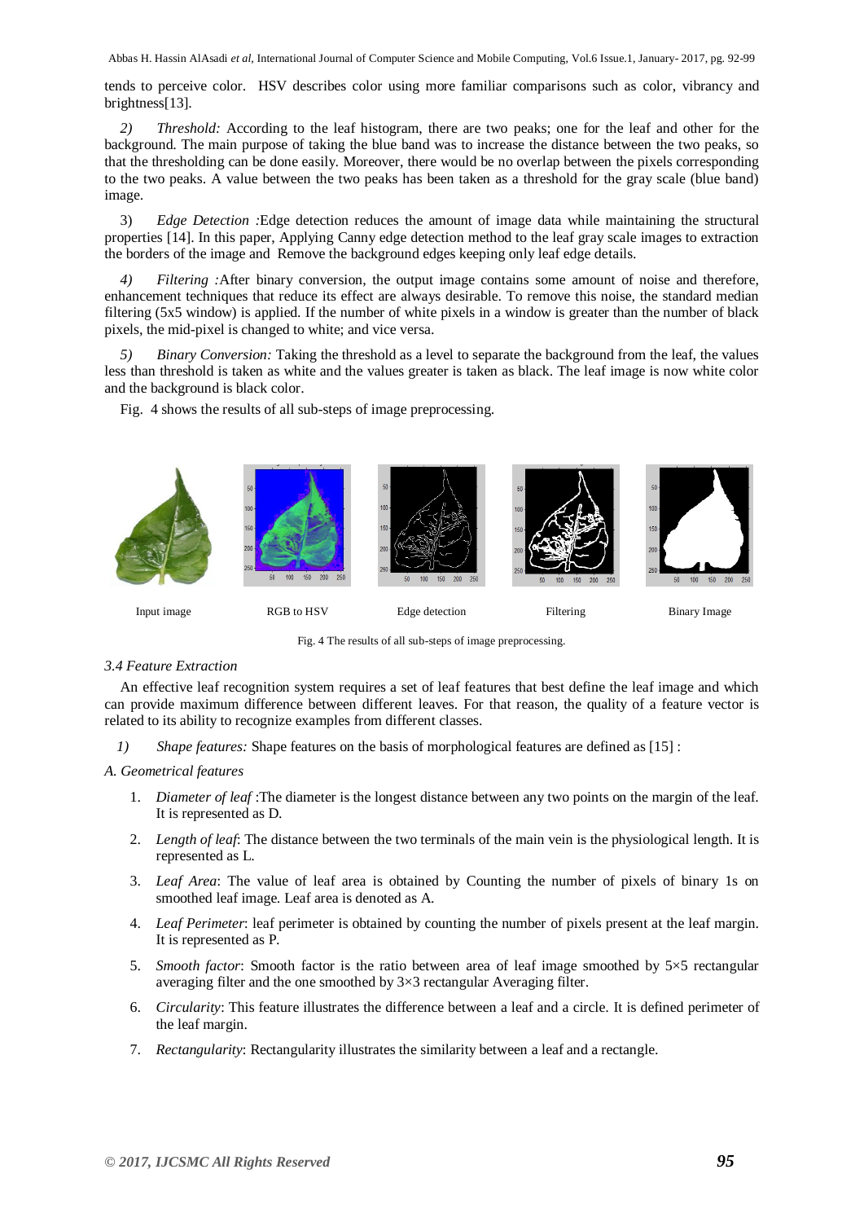tends to perceive color. HSV describes color using more familiar comparisons such as color, vibrancy and brightness[13].

*2) Threshold:* According to the leaf histogram, there are two peaks; one for the leaf and other for the background. The main purpose of taking the blue band was to increase the distance between the two peaks, so that the thresholding can be done easily. Moreover, there would be no overlap between the pixels corresponding to the two peaks. A value between the two peaks has been taken as a threshold for the gray scale (blue band) image.

3) *Edge Detection :*Edge detection reduces the amount of image data while maintaining the structural properties [14]. In this paper, Applying Canny edge detection method to the leaf gray scale images to extraction the borders of the image and Remove the background edges keeping only leaf edge details.

*4) Filtering :*After binary conversion, the output image contains some amount of noise and therefore, enhancement techniques that reduce its effect are always desirable. To remove this noise, the standard median filtering (5x5 window) is applied. If the number of white pixels in a window is greater than the number of black pixels, the mid-pixel is changed to white; and vice versa.

*5) Binary Conversion:* Taking the threshold as a level to separate the background from the leaf, the values less than threshold is taken as white and the values greater is taken as black. The leaf image is now white color and the background is black color.

Fig. 4 shows the results of all sub-steps of image preprocessing.

Input image | RGB to HSV | Edge detection | Filtering | Binary Image

Fig. 4 The results of all sub-steps of image preprocessing.

### *3.4 Feature Extraction*

An effective leaf recognition system requires a set of leaf features that best define the leaf image and which can provide maximum difference between different leaves. For that reason, the quality of a feature vector is related to its ability to recognize examples from different classes.

*1) Shape features:* Shape features on the basis of morphological features are defined as [15] :

*A. Geometrical features*

1. *Diameter of leaf* :The diameter is the longest distance between any two points on the margin of the leaf. It is represented as D.
2. *Length of leaf*: The distance between the two terminals of the main vein is the physiological length. It is represented as L.
3. *Leaf Area*: The value of leaf area is obtained by Counting the number of pixels of binary 1s on smoothed leaf image. Leaf area is denoted as A.
4. *Leaf Perimeter*: leaf perimeter is obtained by counting the number of pixels present at the leaf margin. It is represented as P.
5. *Smooth factor*: Smooth factor is the ratio between area of leaf image smoothed by 5×5 rectangular averaging filter and the one smoothed by 3×3 rectangular Averaging filter.
6. *Circularity*: This feature illustrates the difference between a leaf and a circle. It is defined perimeter of the leaf margin.
7. *Rectangularity*: Rectangularity illustrates the similarity between a leaf and a rectangle.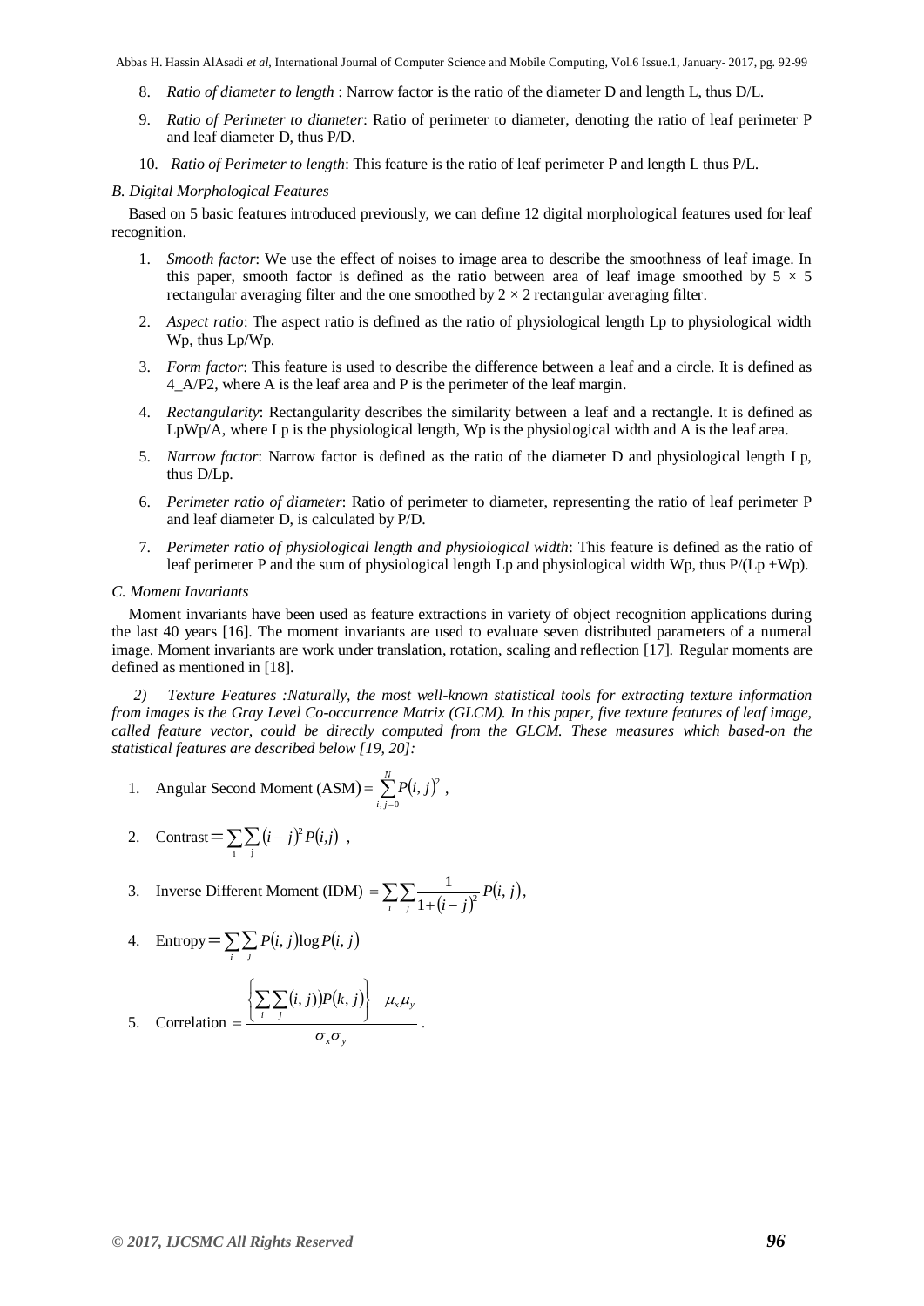8. *Ratio of diameter to length* : Narrow factor is the ratio of the diameter D and length L, thus D/L.
9. *Ratio of Perimeter to diameter*: Ratio of perimeter to diameter, denoting the ratio of leaf perimeter P and leaf diameter D, thus P/D.
10. *Ratio of Perimeter to length*: This feature is the ratio of leaf perimeter P and length L thus P/L.

*B. Digital Morphological Features*

Based on 5 basic features introduced previously, we can define 12 digital morphological features used for leaf recognition.

1. *Smooth factor*: We use the effect of noises to image area to describe the smoothness of leaf image. In this paper, smooth factor is defined as the ratio between area of leaf image smoothed by $5 \times 5$ rectangular averaging filter and the one smoothed by $2 \times 2$ rectangular averaging filter.
2. *Aspect ratio*: The aspect ratio is defined as the ratio of physiological length Lp to physiological width Wp, thus Lp/Wp.
3. *Form factor*: This feature is used to describe the difference between a leaf and a circle. It is defined as 4_A/P2, where A is the leaf area and P is the perimeter of the leaf margin.
4. *Rectangularity*: Rectangularity describes the similarity between a leaf and a rectangle. It is defined as LpWp/A, where Lp is the physiological length, Wp is the physiological width and A is the leaf area.
5. *Narrow factor*: Narrow factor is defined as the ratio of the diameter D and physiological length Lp, thus D/Lp.
6. *Perimeter ratio of diameter*: Ratio of perimeter to diameter, representing the ratio of leaf perimeter P and leaf diameter D, is calculated by P/D.
7. *Perimeter ratio of physiological length and physiological width*: This feature is defined as the ratio of leaf perimeter P and the sum of physiological length Lp and physiological width Wp, thus P/(Lp +Wp).

*C. Moment Invariants*

Moment invariants have been used as feature extractions in variety of object recognition applications during the last 40 years [16]. The moment invariants are used to evaluate seven distributed parameters of a numeral image. Moment invariants are work under translation, rotation, scaling and reflection [17]. Regular moments are defined as mentioned in [18].

*2) Texture Features :Naturally, the most well-known statistical tools for extracting texture information from images is the Gray Level Co-occurrence Matrix (GLCM). In this paper, five texture features of leaf image, called feature vector, could be directly computed from the GLCM. These measures which based-on the statistical features are described below [19, 20]:*

1. Angular Second Moment $(\mathrm{ASM}) = \sum_{i,j=0}^{N} P(i,j)^2$ ,
2. $\mathrm{Contrast} = \sum_{i}\sum_{j} (i-j)^2 P(i,j)$ ,
3. Inverse Different Moment $(\mathrm{IDM}) = \sum_{i}\sum_{j} \frac{1}{1+(i-j)^2} P(i,j)$,
4. $\mathrm{Entropy} = \sum_{i}\sum_{j} P(i,j) \log P(i,j)$
5. $\mathrm{Correlation} = \dfrac{\left\{ \sum_{i}\sum_{j} (i,j)) P(k,j) \right\} - \mu_x \mu_y}{\sigma_x \sigma_y}$ .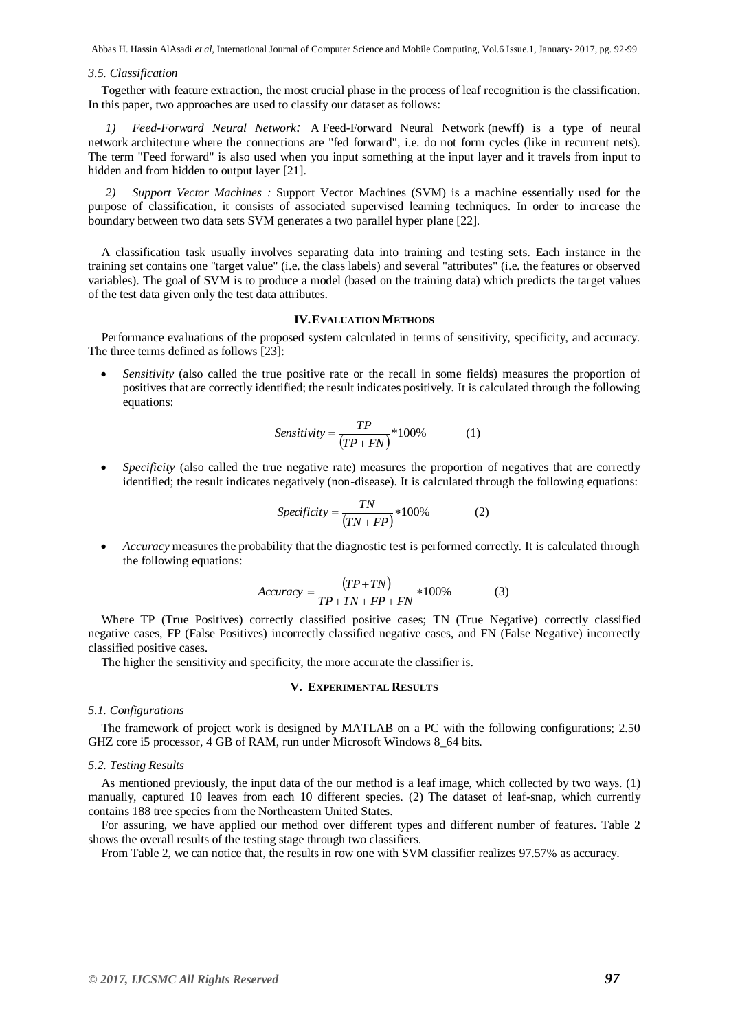### 3.5. Classification

Together with feature extraction, the most crucial phase in the process of leaf recognition is the classification. In this paper, two approaches are used to classify our dataset as follows:

*1) Feed-Forward Neural Network:* A Feed-Forward Neural Network (newff) is a type of neural network architecture where the connections are "fed forward", i.e. do not form cycles (like in recurrent nets). The term "Feed forward" is also used when you input something at the input layer and it travels from input to hidden and from hidden to output layer [21].

*2) Support Vector Machines :* Support Vector Machines (SVM) is a machine essentially used for the purpose of classification, it consists of associated supervised learning techniques. In order to increase the boundary between two data sets SVM generates a two parallel hyper plane [22].

A classification task usually involves separating data into training and testing sets. Each instance in the training set contains one "target value" (i.e. the class labels) and several "attributes" (i.e. the features or observed variables). The goal of SVM is to produce a model (based on the training data) which predicts the target values of the test data given only the test data attributes.

## IV. Evaluation Methods

Performance evaluations of the proposed system calculated in terms of sensitivity, specificity, and accuracy. The three terms defined as follows [23]:

- *Sensitivity* (also called the true positive rate or the recall in some fields) measures the proportion of positives that are correctly identified; the result indicates positively. It is calculated through the following equations:

$$Sensitivity = \frac{TP}{(TP+FN)} * 100\% \qquad (1)$$

- *Specificity* (also called the true negative rate) measures the proportion of negatives that are correctly identified; the result indicates negatively (non-disease). It is calculated through the following equations:

$$Specificity = \frac{TN}{(TN+FP)} * 100\% \qquad (2)$$

- *Accuracy* measures the probability that the diagnostic test is performed correctly. It is calculated through the following equations:

$$Accuracy = \frac{(TP+TN)}{TP+TN+FP+FN} * 100\% \qquad (3)$$

Where TP (True Positives) correctly classified positive cases; TN (True Negative) correctly classified negative cases, FP (False Positives) incorrectly classified negative cases, and FN (False Negative) incorrectly classified positive cases.

The higher the sensitivity and specificity, the more accurate the classifier is.

## V. Experimental Results

### 5.1. Configurations

The framework of project work is designed by MATLAB on a PC with the following configurations; 2.50 GHZ core i5 processor, 4 GB of RAM, run under Microsoft Windows 8_64 bits.

### 5.2. Testing Results

As mentioned previously, the input data of the our method is a leaf image, which collected by two ways. (1) manually, captured 10 leaves from each 10 different species. (2) The dataset of leaf-snap, which currently contains 188 tree species from the Northeastern United States.

For assuring, we have applied our method over different types and different number of features. Table 2 shows the overall results of the testing stage through two classifiers.

From Table 2, we can notice that, the results in row one with SVM classifier realizes 97.57% as accuracy.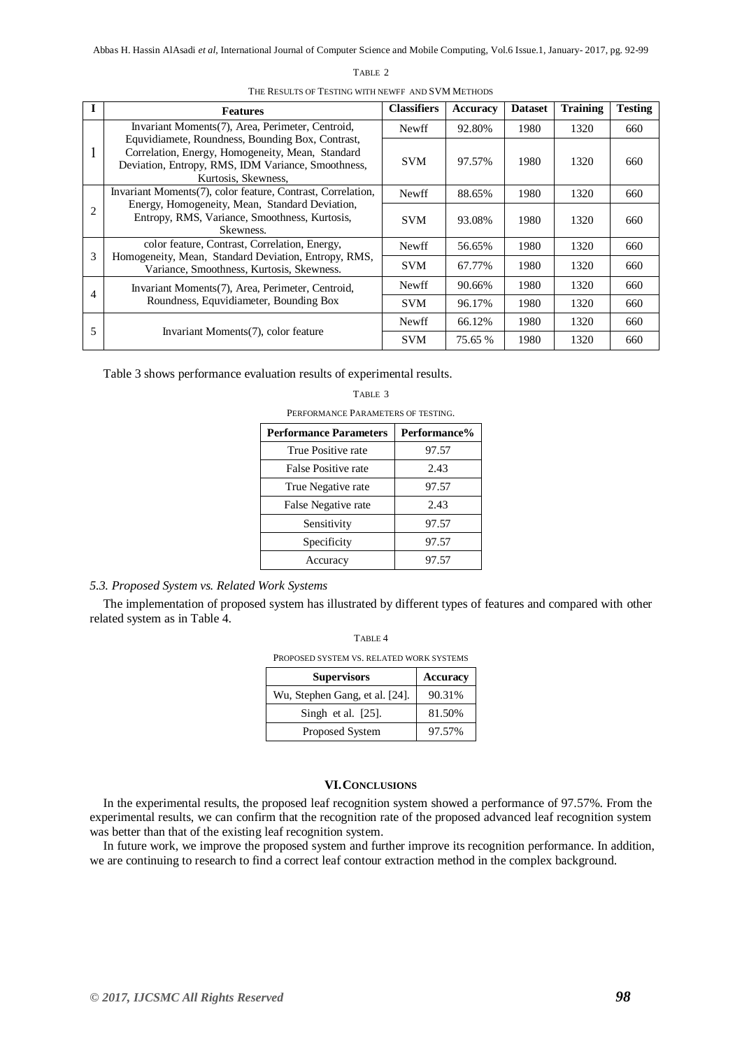TABLE 2

THE RESULTS OF TESTING WITH NEWFF AND SVM METHODS

| I | Features | Classifiers | Accuracy | Dataset | Training | Testing |
|---|---|---|---|---|---|---|
| 1 | Invariant Moments(7), Area, Perimeter, Centroid, Equvidiamete, Roundness, Bounding Box, Contrast, Correlation, Energy, Homogeneity, Mean, Standard Deviation, Entropy, RMS, IDM Variance, Smoothness, Kurtosis, Skewness, | Newff | 92.80% | 1980 | 1320 | 660 |
| | | SVM | 97.57% | 1980 | 1320 | 660 |
| 2 | Invariant Moments(7), color feature, Contrast, Correlation, Energy, Homogeneity, Mean, Standard Deviation, Entropy, RMS, Variance, Smoothness, Kurtosis, Skewness. | Newff | 88.65% | 1980 | 1320 | 660 |
| | | SVM | 93.08% | 1980 | 1320 | 660 |
| 3 | color feature, Contrast, Correlation, Energy, Homogeneity, Mean, Standard Deviation, Entropy, RMS, Variance, Smoothness, Kurtosis, Skewness. | Newff | 56.65% | 1980 | 1320 | 660 |
| | | SVM | 67.77% | 1980 | 1320 | 660 |
| 4 | Invariant Moments(7), Area, Perimeter, Centroid, Roundness, Equvidiameter, Bounding Box | Newff | 90.66% | 1980 | 1320 | 660 |
| | | SVM | 96.17% | 1980 | 1320 | 660 |
| 5 | Invariant Moments(7), color feature | Newff | 66.12% | 1980 | 1320 | 660 |
| | | SVM | 75.65 % | 1980 | 1320 | 660 |

Table 3 shows performance evaluation results of experimental results.

TABLE 3

PERFORMANCE PARAMETERS OF TESTING.

| Performance Parameters | Performance% |
|---|---|
| True Positive rate | 97.57 |
| False Positive rate | 2.43 |
| True Negative rate | 97.57 |
| False Negative rate | 2.43 |
| Sensitivity | 97.57 |
| Specificity | 97.57 |
| Accuracy | 97.57 |

*5.3. Proposed System vs. Related Work Systems*

The implementation of proposed system has illustrated by different types of features and compared with other related system as in Table 4.

TABLE 4

PROPOSED SYSTEM VS. RELATED WORK SYSTEMS

| Supervisors | Accuracy |
|---|---|
| Wu, Stephen Gang, et al. [24]. | 90.31% |
| Singh et al. [25]. | 81.50% |
| Proposed System | 97.57% |

## VI. CONCLUSIONS

In the experimental results, the proposed leaf recognition system showed a performance of 97.57%. From the experimental results, we can confirm that the recognition rate of the proposed advanced leaf recognition system was better than that of the existing leaf recognition system.

In future work, we improve the proposed system and further improve its recognition performance. In addition, we are continuing to research to find a correct leaf contour extraction method in the complex background.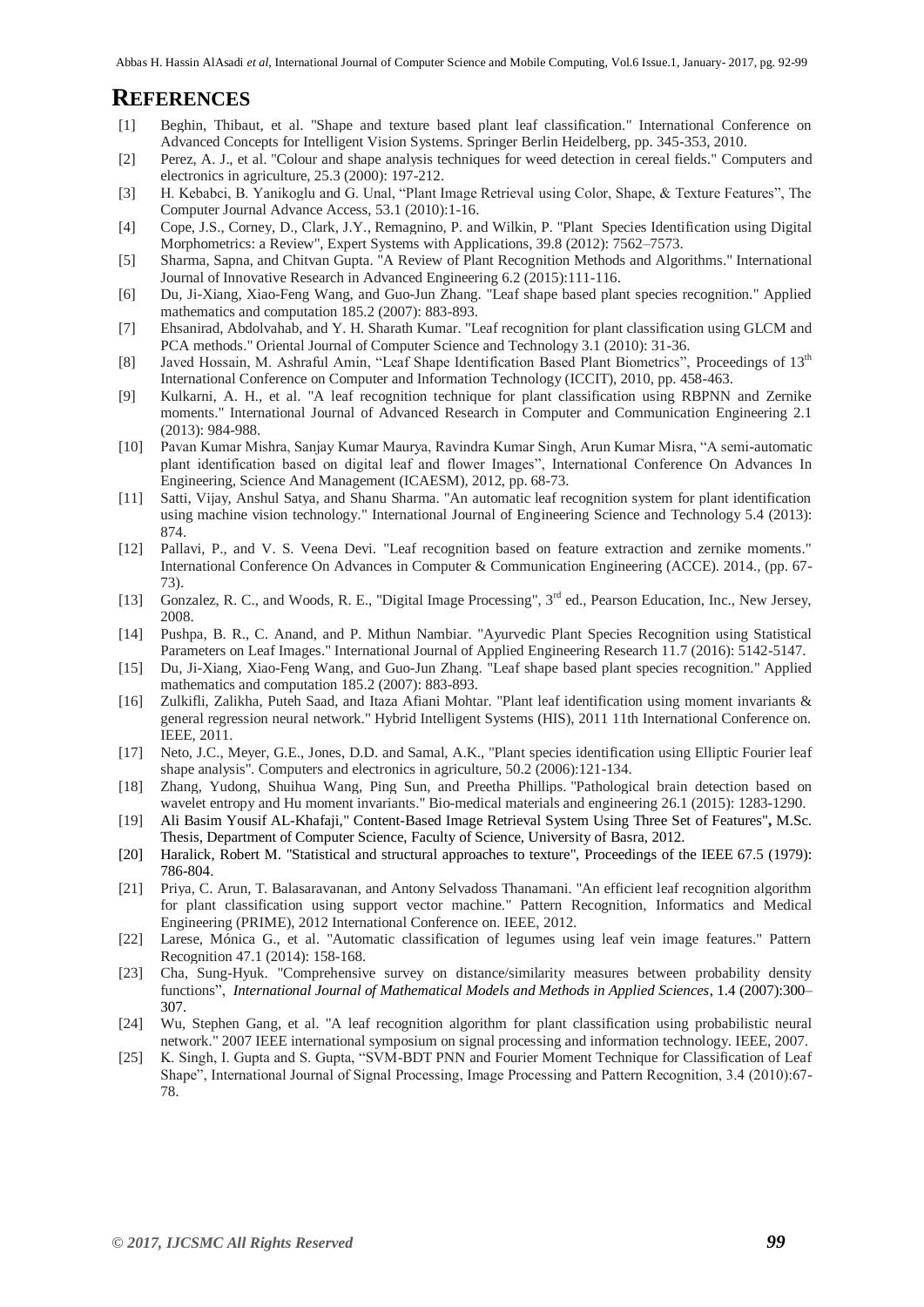## REFERENCES

[1] Beghin, Thibaut, et al. "Shape and texture based plant leaf classification." International Conference on Advanced Concepts for Intelligent Vision Systems. Springer Berlin Heidelberg, pp. 345-353, 2010.

[2] Perez, A. J., et al. "Colour and shape analysis techniques for weed detection in cereal fields." Computers and electronics in agriculture, 25.3 (2000): 197-212.

[3] H. Kebabci, B. Yanikoglu and G. Unal, "Plant Image Retrieval using Color, Shape, & Texture Features", The Computer Journal Advance Access, 53.1 (2010):1-16.

[4] Cope, J.S., Corney, D., Clark, J.Y., Remagnino, P. and Wilkin, P. "Plant Species Identification using Digital Morphometrics: a Review", Expert Systems with Applications, 39.8 (2012): 7562–7573.

[5] Sharma, Sapna, and Chitvan Gupta. "A Review of Plant Recognition Methods and Algorithms." International Journal of Innovative Research in Advanced Engineering 6.2 (2015):111-116.

[6] Du, Ji-Xiang, Xiao-Feng Wang, and Guo-Jun Zhang. "Leaf shape based plant species recognition." Applied mathematics and computation 185.2 (2007): 883-893.

[7] Ehsanirad, Abdolvahab, and Y. H. Sharath Kumar. "Leaf recognition for plant classification using GLCM and PCA methods." Oriental Journal of Computer Science and Technology 3.1 (2010): 31-36.

[8] Javed Hossain, M. Ashraful Amin, "Leaf Shape Identification Based Plant Biometrics", Proceedings of 13th International Conference on Computer and Information Technology (ICCIT), 2010, pp. 458-463.

[9] Kulkarni, A. H., et al. "A leaf recognition technique for plant classification using RBPNN and Zernike moments." International Journal of Advanced Research in Computer and Communication Engineering 2.1 (2013): 984-988.

[10] Pavan Kumar Mishra, Sanjay Kumar Maurya, Ravindra Kumar Singh, Arun Kumar Misra, "A semi-automatic plant identification based on digital leaf and flower Images", International Conference On Advances In Engineering, Science And Management (ICAESM), 2012, pp. 68-73.

[11] Satti, Vijay, Anshul Satya, and Shanu Sharma. "An automatic leaf recognition system for plant identification using machine vision technology." International Journal of Engineering Science and Technology 5.4 (2013): 874.

[12] Pallavi, P., and V. S. Veena Devi. "Leaf recognition based on feature extraction and zernike moments." International Conference On Advances in Computer & Communication Engineering (ACCE). 2014., (pp. 67-73).

[13] Gonzalez, R. C., and Woods, R. E., "Digital Image Processing", 3rd ed., Pearson Education, Inc., New Jersey, 2008.

[14] Pushpa, B. R., C. Anand, and P. Mithun Nambiar. "Ayurvedic Plant Species Recognition using Statistical Parameters on Leaf Images." International Journal of Applied Engineering Research 11.7 (2016): 5142-5147.

[15] Du, Ji-Xiang, Xiao-Feng Wang, and Guo-Jun Zhang. "Leaf shape based plant species recognition." Applied mathematics and computation 185.2 (2007): 883-893.

[16] Zulkifli, Zalikha, Puteh Saad, and Itaza Afiani Mohtar. "Plant leaf identification using moment invariants & general regression neural network." Hybrid Intelligent Systems (HIS), 2011 11th International Conference on. IEEE, 2011.

[17] Neto, J.C., Meyer, G.E., Jones, D.D. and Samal, A.K., "Plant species identification using Elliptic Fourier leaf shape analysis". Computers and electronics in agriculture, 50.2 (2006):121-134.

[18] Zhang, Yudong, Shuihua Wang, Ping Sun, and Preetha Phillips. "Pathological brain detection based on wavelet entropy and Hu moment invariants." Bio-medical materials and engineering 26.1 (2015): 1283-1290.

[19] Ali Basim Yousif AL-Khafaji," Content-Based Image Retrieval System Using Three Set of Features", M.Sc. Thesis, Department of Computer Science, Faculty of Science, University of Basra, 2012.

[20] Haralick, Robert M. "Statistical and structural approaches to texture", Proceedings of the IEEE 67.5 (1979): 786-804.

[21] Priya, C. Arun, T. Balasaravanan, and Antony Selvadoss Thanamani. "An efficient leaf recognition algorithm for plant classification using support vector machine." Pattern Recognition, Informatics and Medical Engineering (PRIME), 2012 International Conference on. IEEE, 2012.

[22] Larese, Mónica G., et al. "Automatic classification of legumes using leaf vein image features." Pattern Recognition 47.1 (2014): 158-168.

[23] Cha, Sung-Hyuk. "Comprehensive survey on distance/similarity measures between probability density functions", *International Journal of Mathematical Models and Methods in Applied Sciences*, 1.4 (2007):300–307.

[24] Wu, Stephen Gang, et al. "A leaf recognition algorithm for plant classification using probabilistic neural network." 2007 IEEE international symposium on signal processing and information technology. IEEE, 2007.

[25] K. Singh, I. Gupta and S. Gupta, "SVM-BDT PNN and Fourier Moment Technique for Classification of Leaf Shape", International Journal of Signal Processing, Image Processing and Pattern Recognition, 3.4 (2010):67-78.